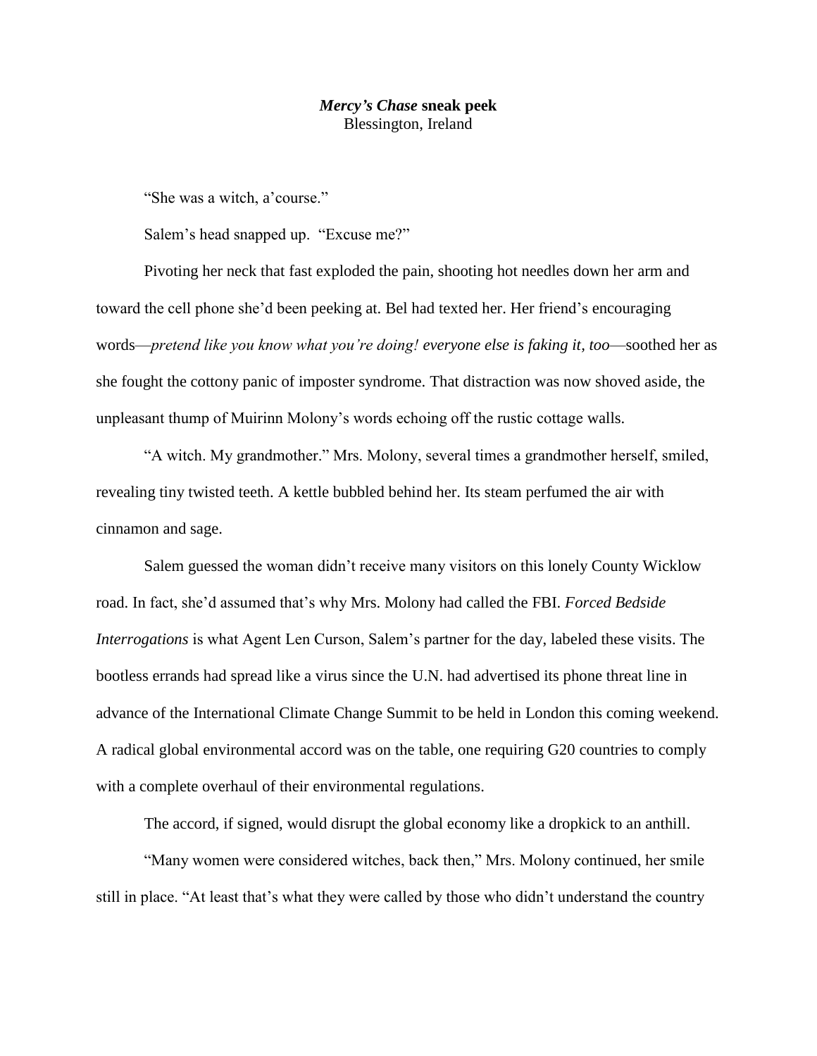# *Mercy's Chase* sneak peek

Blessington, Ireland

"She was a witch, a'course."

Salem's head snapped up. "Excuse me?"

Pivoting her neck that fast exploded the pain, shooting hot needles down her arm and toward the cell phone she'd been peeking at. Bel had texted her. Her friend's encouraging words—*pretend like you know what you're doing! everyone else is faking it, too*—soothed her as she fought the cottony panic of imposter syndrome. That distraction was now shoved aside, the unpleasant thump of Muirinn Molony's words echoing off the rustic cottage walls.

"A witch. My grandmother." Mrs. Molony, several times a grandmother herself, smiled, revealing tiny twisted teeth. A kettle bubbled behind her. Its steam perfumed the air with cinnamon and sage.

Salem guessed the woman didn't receive many visitors on this lonely County Wicklow road. In fact, she'd assumed that's why Mrs. Molony had called the FBI. *Forced Bedside Interrogations* is what Agent Len Curson, Salem's partner for the day, labeled these visits. The bootless errands had spread like a virus since the U.N. had advertised its phone threat line in advance of the International Climate Change Summit to be held in London this coming weekend. A radical global environmental accord was on the table, one requiring G20 countries to comply with a complete overhaul of their environmental regulations.

The accord, if signed, would disrupt the global economy like a dropkick to an anthill.

"Many women were considered witches, back then," Mrs. Molony continued, her smile still in place. "At least that's what they were called by those who didn't understand the country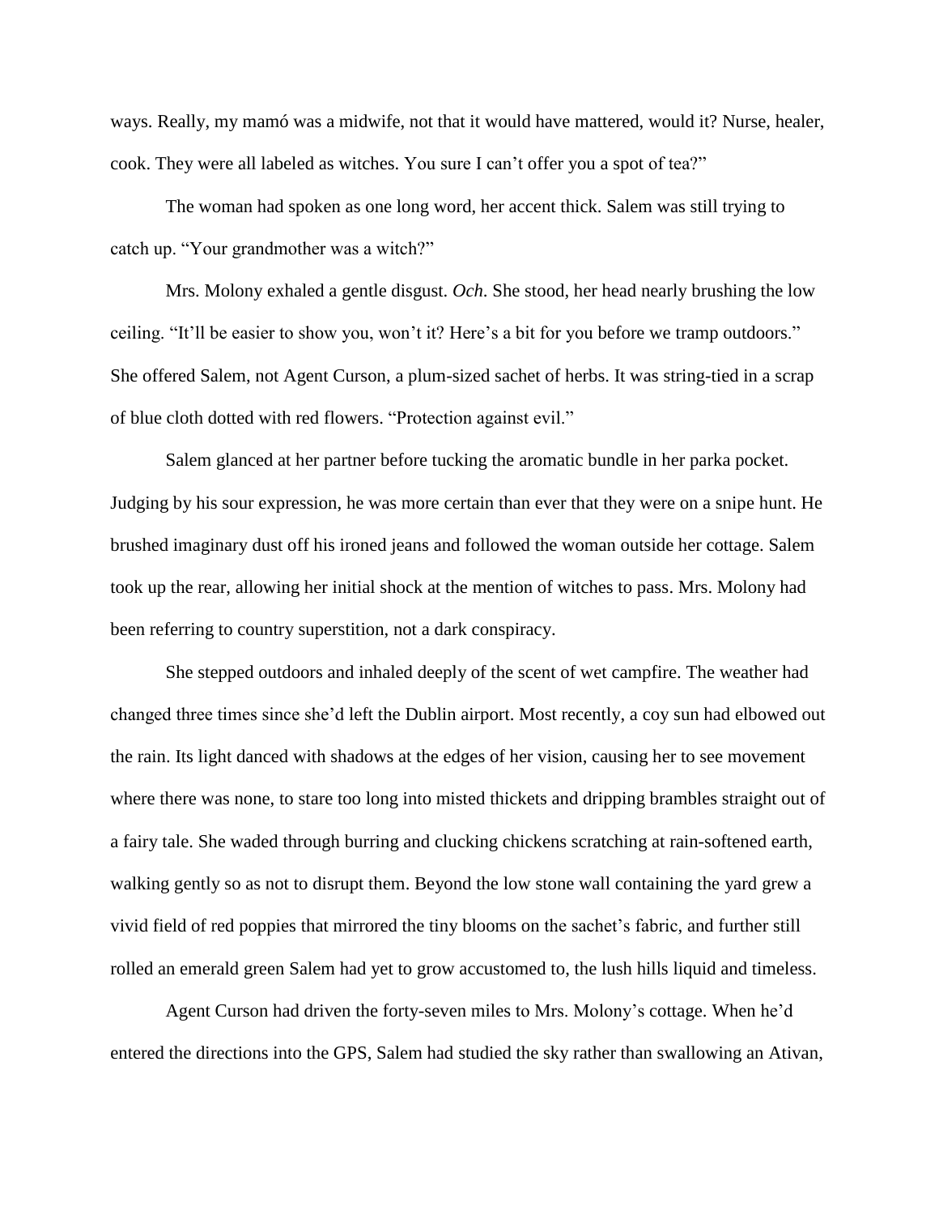ways. Really, my mamó was a midwife, not that it would have mattered, would it? Nurse, healer, cook. They were all labeled as witches. You sure I can't offer you a spot of tea?"

The woman had spoken as one long word, her accent thick. Salem was still trying to catch up. "Your grandmother was a witch?"

Mrs. Molony exhaled a gentle disgust. *Och*. She stood, her head nearly brushing the low ceiling. "It'll be easier to show you, won't it? Here's a bit for you before we tramp outdoors." She offered Salem, not Agent Curson, a plum-sized sachet of herbs. It was string-tied in a scrap of blue cloth dotted with red flowers. "Protection against evil."

Salem glanced at her partner before tucking the aromatic bundle in her parka pocket. Judging by his sour expression, he was more certain than ever that they were on a snipe hunt. He brushed imaginary dust off his ironed jeans and followed the woman outside her cottage. Salem took up the rear, allowing her initial shock at the mention of witches to pass. Mrs. Molony had been referring to country superstition, not a dark conspiracy.

She stepped outdoors and inhaled deeply of the scent of wet campfire. The weather had changed three times since she'd left the Dublin airport. Most recently, a coy sun had elbowed out the rain. Its light danced with shadows at the edges of her vision, causing her to see movement where there was none, to stare too long into misted thickets and dripping brambles straight out of a fairy tale. She waded through burring and clucking chickens scratching at rain-softened earth, walking gently so as not to disrupt them. Beyond the low stone wall containing the yard grew a vivid field of red poppies that mirrored the tiny blooms on the sachet's fabric, and further still rolled an emerald green Salem had yet to grow accustomed to, the lush hills liquid and timeless.

Agent Curson had driven the forty-seven miles to Mrs. Molony's cottage. When he'd entered the directions into the GPS, Salem had studied the sky rather than swallowing an Ativan,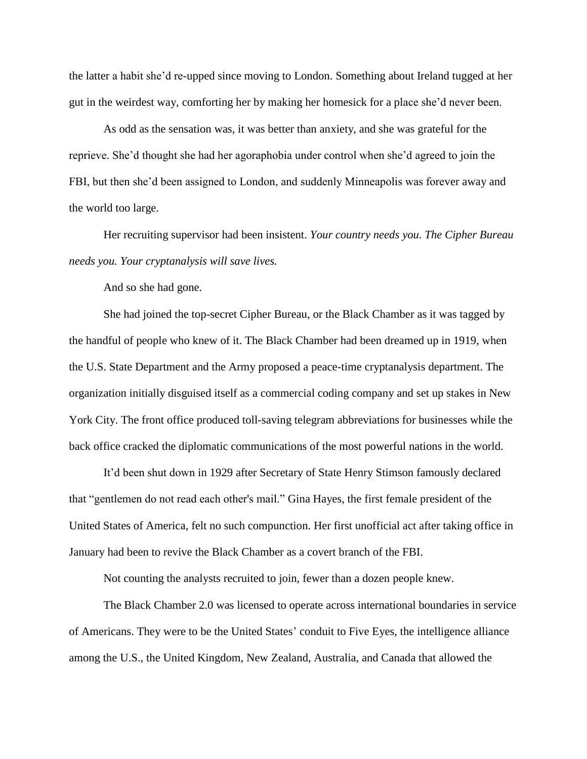the latter a habit she'd re-upped since moving to London. Something about Ireland tugged at her gut in the weirdest way, comforting her by making her homesick for a place she'd never been.

As odd as the sensation was, it was better than anxiety, and she was grateful for the reprieve. She'd thought she had her agoraphobia under control when she'd agreed to join the FBI, but then she'd been assigned to London, and suddenly Minneapolis was forever away and the world too large.

Her recruiting supervisor had been insistent. *Your country needs you. The Cipher Bureau needs you. Your cryptanalysis will save lives.*

And so she had gone.

She had joined the top-secret Cipher Bureau, or the Black Chamber as it was tagged by the handful of people who knew of it. The Black Chamber had been dreamed up in 1919, when the U.S. State Department and the Army proposed a peace-time cryptanalysis department. The organization initially disguised itself as a commercial coding company and set up stakes in New York City. The front office produced toll-saving telegram abbreviations for businesses while the back office cracked the diplomatic communications of the most powerful nations in the world.

It'd been shut down in 1929 after Secretary of State Henry Stimson famously declared that "gentlemen do not read each other's mail." Gina Hayes, the first female president of the United States of America, felt no such compunction. Her first unofficial act after taking office in January had been to revive the Black Chamber as a covert branch of the FBI.

Not counting the analysts recruited to join, fewer than a dozen people knew.

The Black Chamber 2.0 was licensed to operate across international boundaries in service of Americans. They were to be the United States' conduit to Five Eyes, the intelligence alliance among the U.S., the United Kingdom, New Zealand, Australia, and Canada that allowed the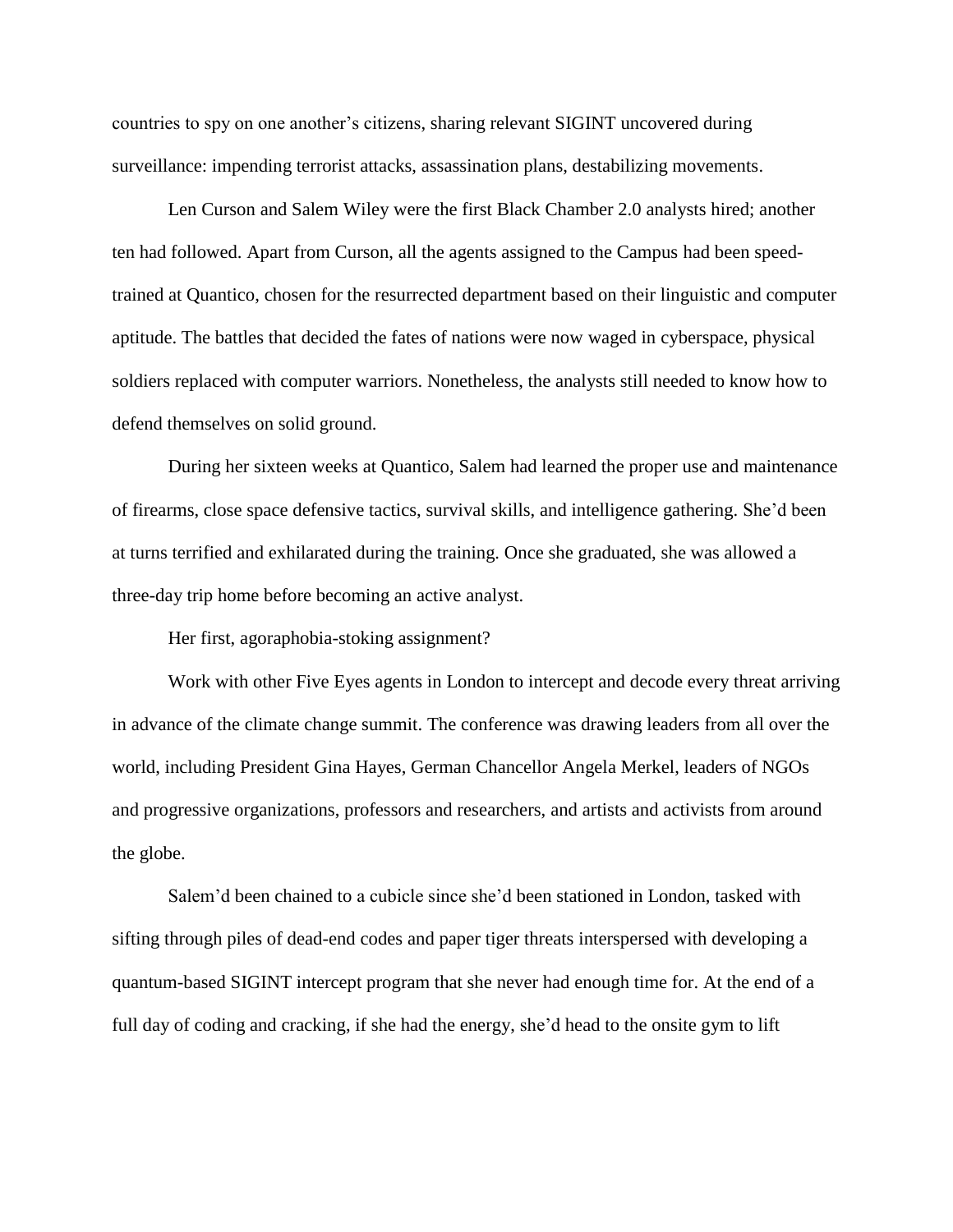countries to spy on one another's citizens, sharing relevant SIGINT uncovered during surveillance: impending terrorist attacks, assassination plans, destabilizing movements.

Len Curson and Salem Wiley were the first Black Chamber 2.0 analysts hired; another ten had followed. Apart from Curson, all the agents assigned to the Campus had been speed-trained at Quantico, chosen for the resurrected department based on their linguistic and computer aptitude. The battles that decided the fates of nations were now waged in cyberspace, physical soldiers replaced with computer warriors. Nonetheless, the analysts still needed to know how to defend themselves on solid ground.

During her sixteen weeks at Quantico, Salem had learned the proper use and maintenance of firearms, close space defensive tactics, survival skills, and intelligence gathering. She'd been at turns terrified and exhilarated during the training. Once she graduated, she was allowed a three-day trip home before becoming an active analyst.

Her first, agoraphobia-stoking assignment?

Work with other Five Eyes agents in London to intercept and decode every threat arriving in advance of the climate change summit. The conference was drawing leaders from all over the world, including President Gina Hayes, German Chancellor Angela Merkel, leaders of NGOs and progressive organizations, professors and researchers, and artists and activists from around the globe.

Salem'd been chained to a cubicle since she'd been stationed in London, tasked with sifting through piles of dead-end codes and paper tiger threats interspersed with developing a quantum-based SIGINT intercept program that she never had enough time for. At the end of a full day of coding and cracking, if she had the energy, she'd head to the onsite gym to lift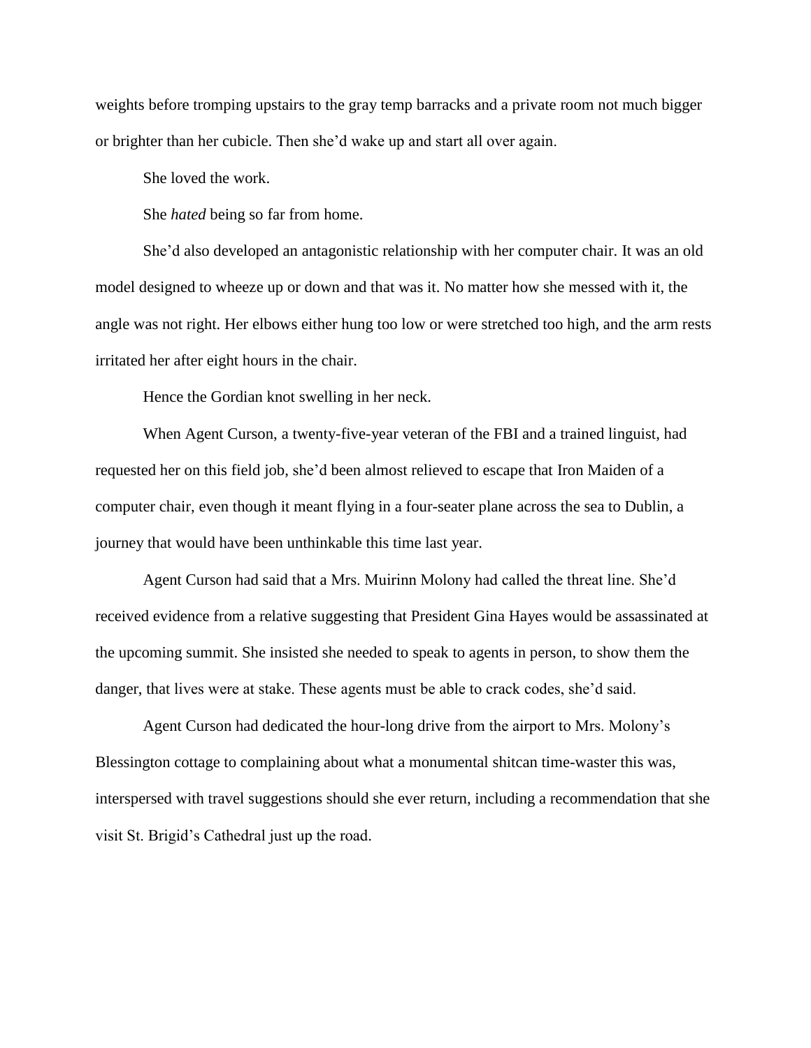weights before tromping upstairs to the gray temp barracks and a private room not much bigger or brighter than her cubicle. Then she'd wake up and start all over again.

She loved the work.

She *hated* being so far from home.

She'd also developed an antagonistic relationship with her computer chair. It was an old model designed to wheeze up or down and that was it. No matter how she messed with it, the angle was not right. Her elbows either hung too low or were stretched too high, and the arm rests irritated her after eight hours in the chair.

Hence the Gordian knot swelling in her neck.

When Agent Curson, a twenty-five-year veteran of the FBI and a trained linguist, had requested her on this field job, she'd been almost relieved to escape that Iron Maiden of a computer chair, even though it meant flying in a four-seater plane across the sea to Dublin, a journey that would have been unthinkable this time last year.

Agent Curson had said that a Mrs. Muirinn Molony had called the threat line. She'd received evidence from a relative suggesting that President Gina Hayes would be assassinated at the upcoming summit. She insisted she needed to speak to agents in person, to show them the danger, that lives were at stake. These agents must be able to crack codes, she'd said.

Agent Curson had dedicated the hour-long drive from the airport to Mrs. Molony's Blessington cottage to complaining about what a monumental shitcan time-waster this was, interspersed with travel suggestions should she ever return, including a recommendation that she visit St. Brigid's Cathedral just up the road.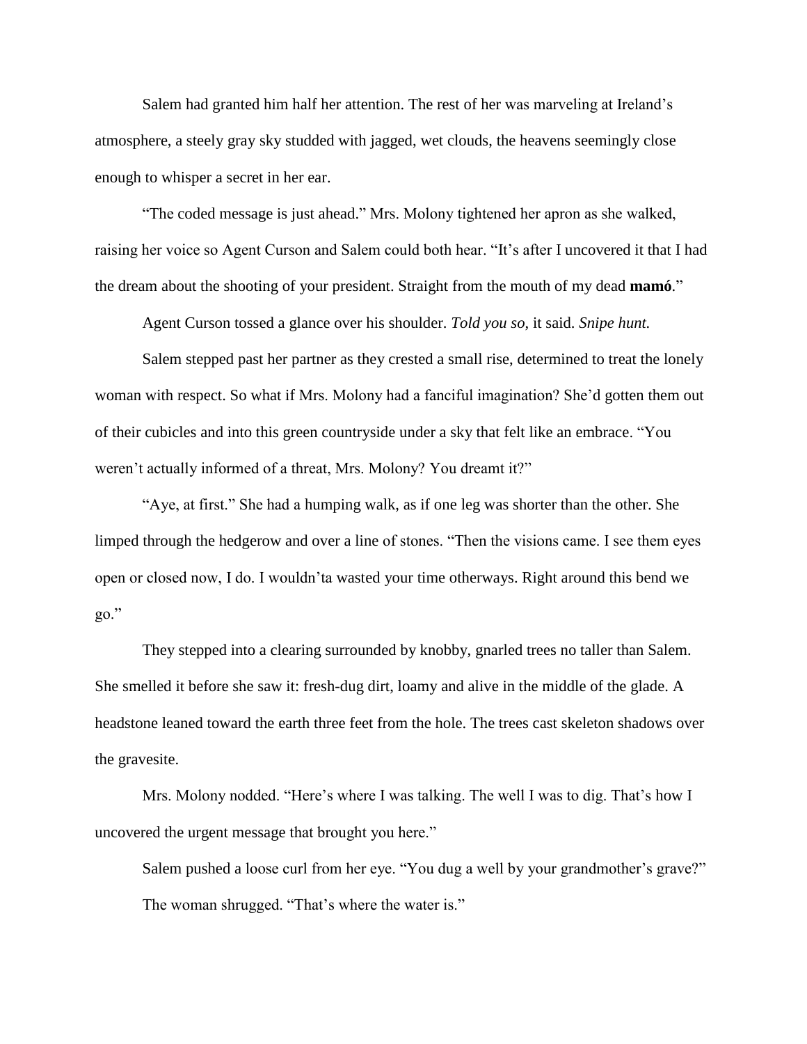Salem had granted him half her attention. The rest of her was marveling at Ireland's atmosphere, a steely gray sky studded with jagged, wet clouds, the heavens seemingly close enough to whisper a secret in her ear.

"The coded message is just ahead." Mrs. Molony tightened her apron as she walked, raising her voice so Agent Curson and Salem could both hear. "It's after I uncovered it that I had the dream about the shooting of your president. Straight from the mouth of my dead **mamó**."

Agent Curson tossed a glance over his shoulder. *Told you so*, it said. *Snipe hunt.*

Salem stepped past her partner as they crested a small rise, determined to treat the lonely woman with respect. So what if Mrs. Molony had a fanciful imagination? She'd gotten them out of their cubicles and into this green countryside under a sky that felt like an embrace. "You weren't actually informed of a threat, Mrs. Molony? You dreamt it?"

"Aye, at first." She had a humping walk, as if one leg was shorter than the other. She limped through the hedgerow and over a line of stones. "Then the visions came. I see them eyes open or closed now, I do. I wouldn'ta wasted your time otherways. Right around this bend we go."

They stepped into a clearing surrounded by knobby, gnarled trees no taller than Salem. She smelled it before she saw it: fresh-dug dirt, loamy and alive in the middle of the glade. A headstone leaned toward the earth three feet from the hole. The trees cast skeleton shadows over the gravesite.

Mrs. Molony nodded. "Here's where I was talking. The well I was to dig. That's how I uncovered the urgent message that brought you here."

Salem pushed a loose curl from her eye. "You dug a well by your grandmother's grave?"

The woman shrugged. "That's where the water is."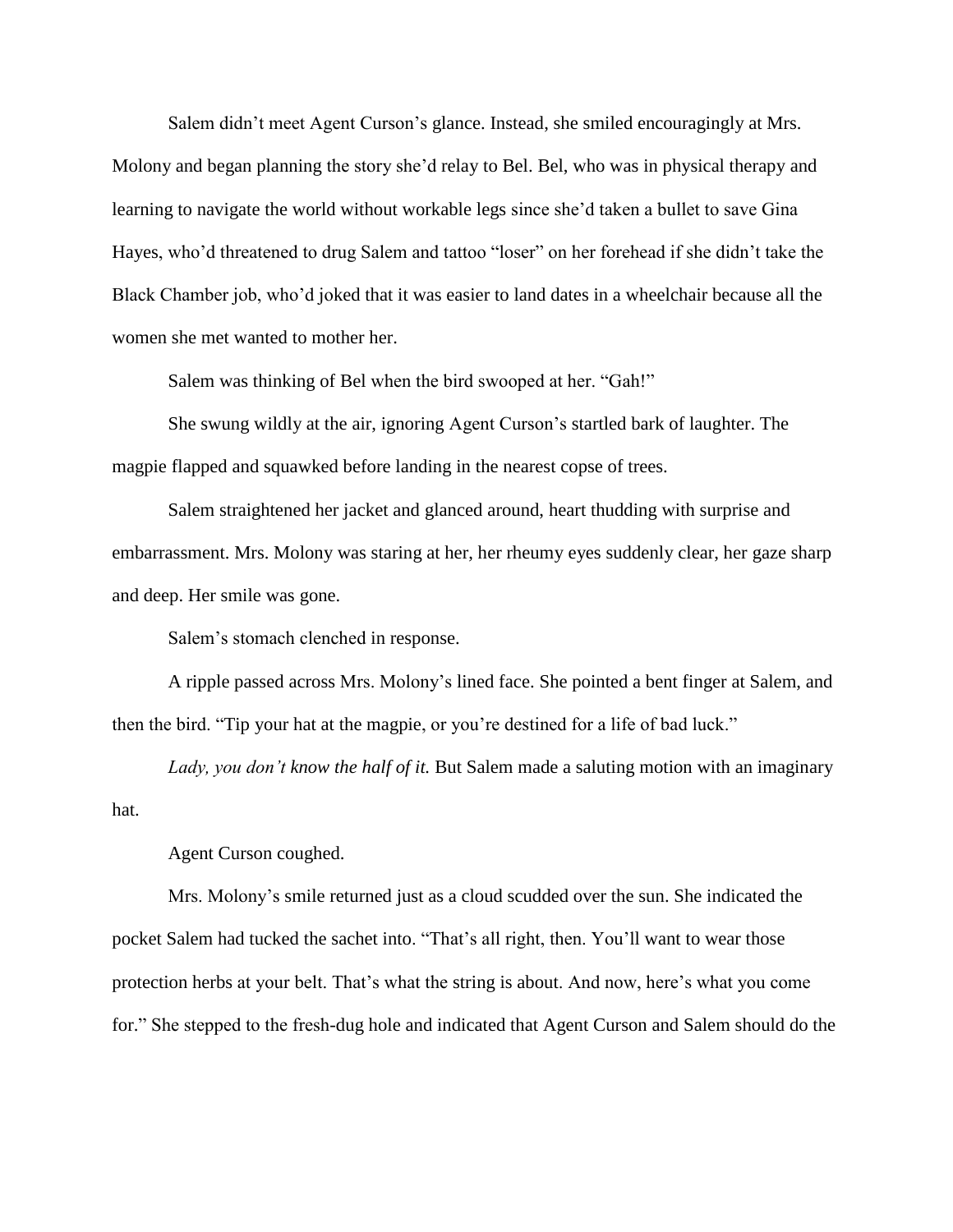Salem didn't meet Agent Curson's glance. Instead, she smiled encouragingly at Mrs. Molony and began planning the story she'd relay to Bel. Bel, who was in physical therapy and learning to navigate the world without workable legs since she'd taken a bullet to save Gina Hayes, who'd threatened to drug Salem and tattoo "loser" on her forehead if she didn't take the Black Chamber job, who'd joked that it was easier to land dates in a wheelchair because all the women she met wanted to mother her.

Salem was thinking of Bel when the bird swooped at her. "Gah!"

She swung wildly at the air, ignoring Agent Curson's startled bark of laughter. The magpie flapped and squawked before landing in the nearest copse of trees.

Salem straightened her jacket and glanced around, heart thudding with surprise and embarrassment. Mrs. Molony was staring at her, her rheumy eyes suddenly clear, her gaze sharp and deep. Her smile was gone.

Salem's stomach clenched in response.

A ripple passed across Mrs. Molony's lined face. She pointed a bent finger at Salem, and then the bird. "Tip your hat at the magpie, or you're destined for a life of bad luck."

*Lady, you don't know the half of it.* But Salem made a saluting motion with an imaginary hat.

Agent Curson coughed.

Mrs. Molony's smile returned just as a cloud scudded over the sun. She indicated the pocket Salem had tucked the sachet into. "That's all right, then. You'll want to wear those protection herbs at your belt. That's what the string is about. And now, here's what you come for." She stepped to the fresh-dug hole and indicated that Agent Curson and Salem should do the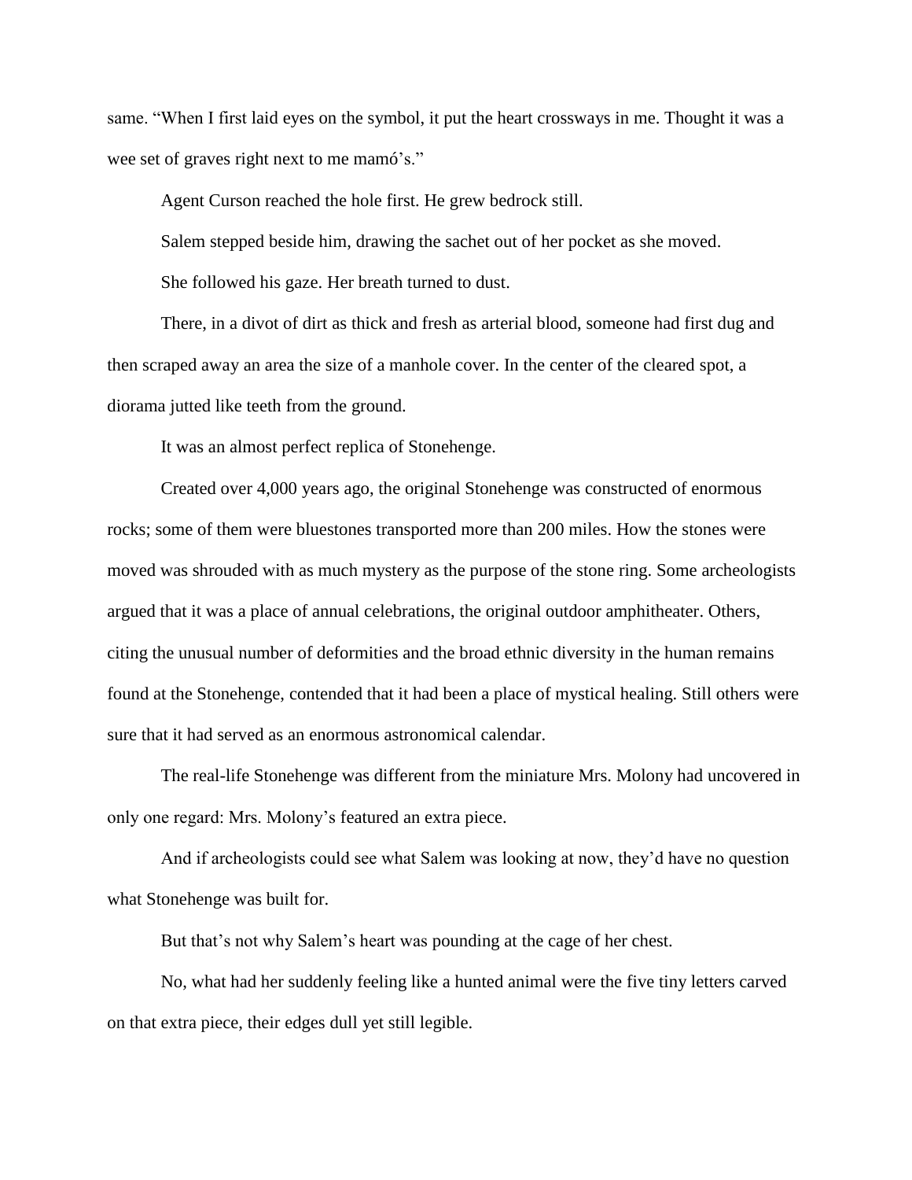same. "When I first laid eyes on the symbol, it put the heart crossways in me. Thought it was a wee set of graves right next to me mamó's."

Agent Curson reached the hole first. He grew bedrock still.

Salem stepped beside him, drawing the sachet out of her pocket as she moved.

She followed his gaze. Her breath turned to dust.

There, in a divot of dirt as thick and fresh as arterial blood, someone had first dug and then scraped away an area the size of a manhole cover. In the center of the cleared spot, a diorama jutted like teeth from the ground.

It was an almost perfect replica of Stonehenge.

Created over 4,000 years ago, the original Stonehenge was constructed of enormous rocks; some of them were bluestones transported more than 200 miles. How the stones were moved was shrouded with as much mystery as the purpose of the stone ring. Some archeologists argued that it was a place of annual celebrations, the original outdoor amphitheater. Others, citing the unusual number of deformities and the broad ethnic diversity in the human remains found at the Stonehenge, contended that it had been a place of mystical healing. Still others were sure that it had served as an enormous astronomical calendar.

The real-life Stonehenge was different from the miniature Mrs. Molony had uncovered in only one regard: Mrs. Molony's featured an extra piece.

And if archeologists could see what Salem was looking at now, they'd have no question what Stonehenge was built for.

But that's not why Salem's heart was pounding at the cage of her chest.

No, what had her suddenly feeling like a hunted animal were the five tiny letters carved on that extra piece, their edges dull yet still legible.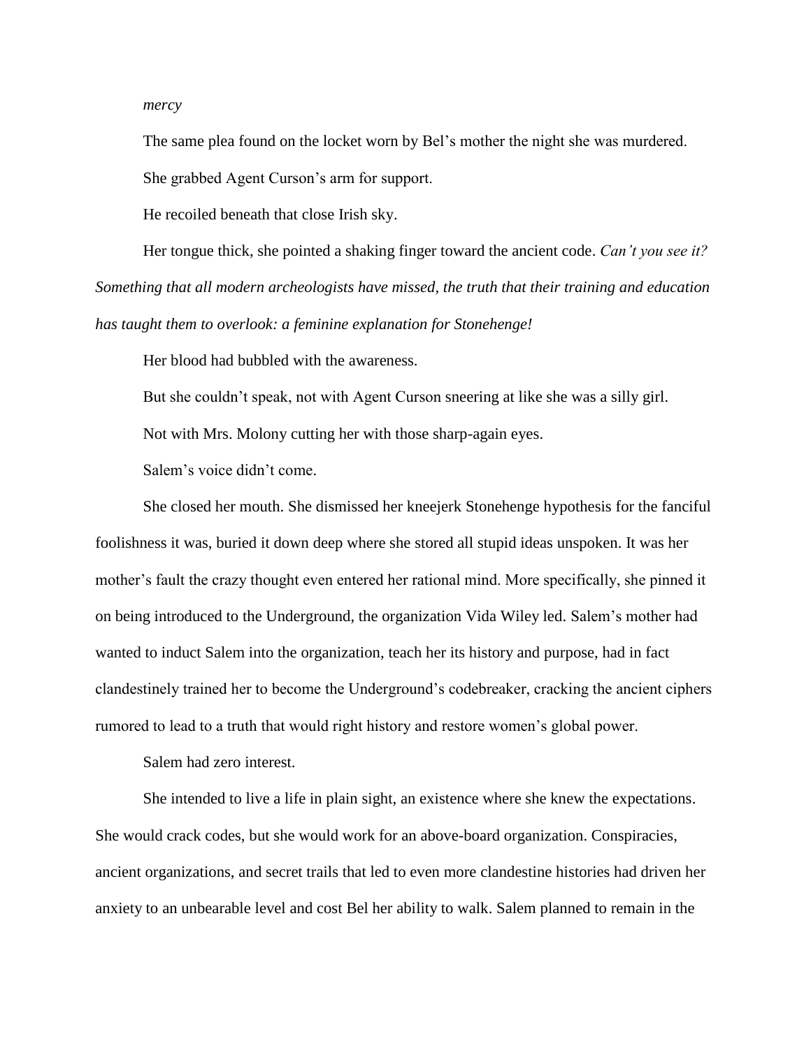*mercy*

The same plea found on the locket worn by Bel's mother the night she was murdered.

She grabbed Agent Curson's arm for support.

He recoiled beneath that close Irish sky.

Her tongue thick, she pointed a shaking finger toward the ancient code. *Can't you see it? Something that all modern archeologists have missed, the truth that their training and education has taught them to overlook: a feminine explanation for Stonehenge!*

Her blood had bubbled with the awareness.

But she couldn't speak, not with Agent Curson sneering at like she was a silly girl.

Not with Mrs. Molony cutting her with those sharp-again eyes.

Salem's voice didn't come.

She closed her mouth. She dismissed her kneejerk Stonehenge hypothesis for the fanciful foolishness it was, buried it down deep where she stored all stupid ideas unspoken. It was her mother's fault the crazy thought even entered her rational mind. More specifically, she pinned it on being introduced to the Underground, the organization Vida Wiley led. Salem's mother had wanted to induct Salem into the organization, teach her its history and purpose, had in fact clandestinely trained her to become the Underground's codebreaker, cracking the ancient ciphers rumored to lead to a truth that would right history and restore women's global power.

Salem had zero interest.

She intended to live a life in plain sight, an existence where she knew the expectations. She would crack codes, but she would work for an above-board organization. Conspiracies, ancient organizations, and secret trails that led to even more clandestine histories had driven her anxiety to an unbearable level and cost Bel her ability to walk. Salem planned to remain in the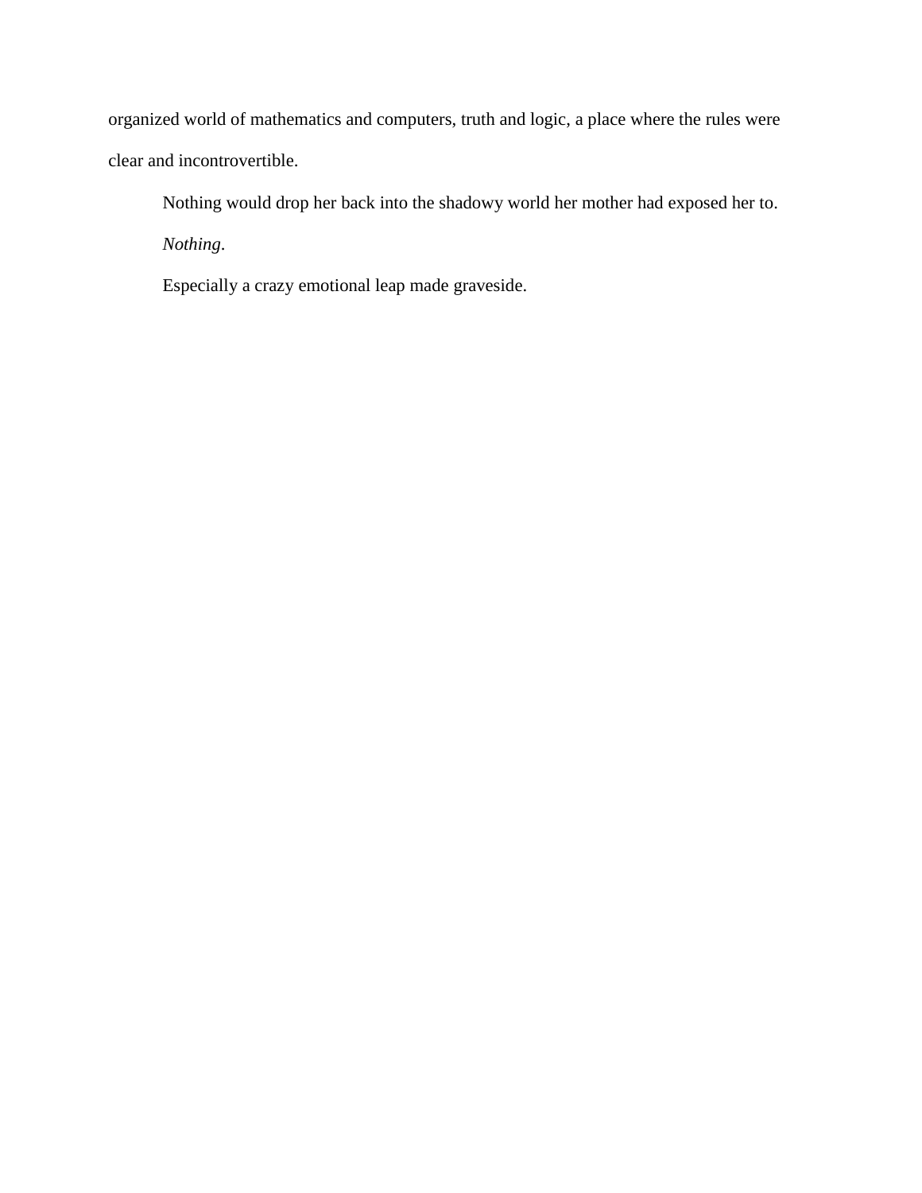organized world of mathematics and computers, truth and logic, a place where the rules were clear and incontrovertible.

Nothing would drop her back into the shadowy world her mother had exposed her to.

*Nothing*.

Especially a crazy emotional leap made graveside.